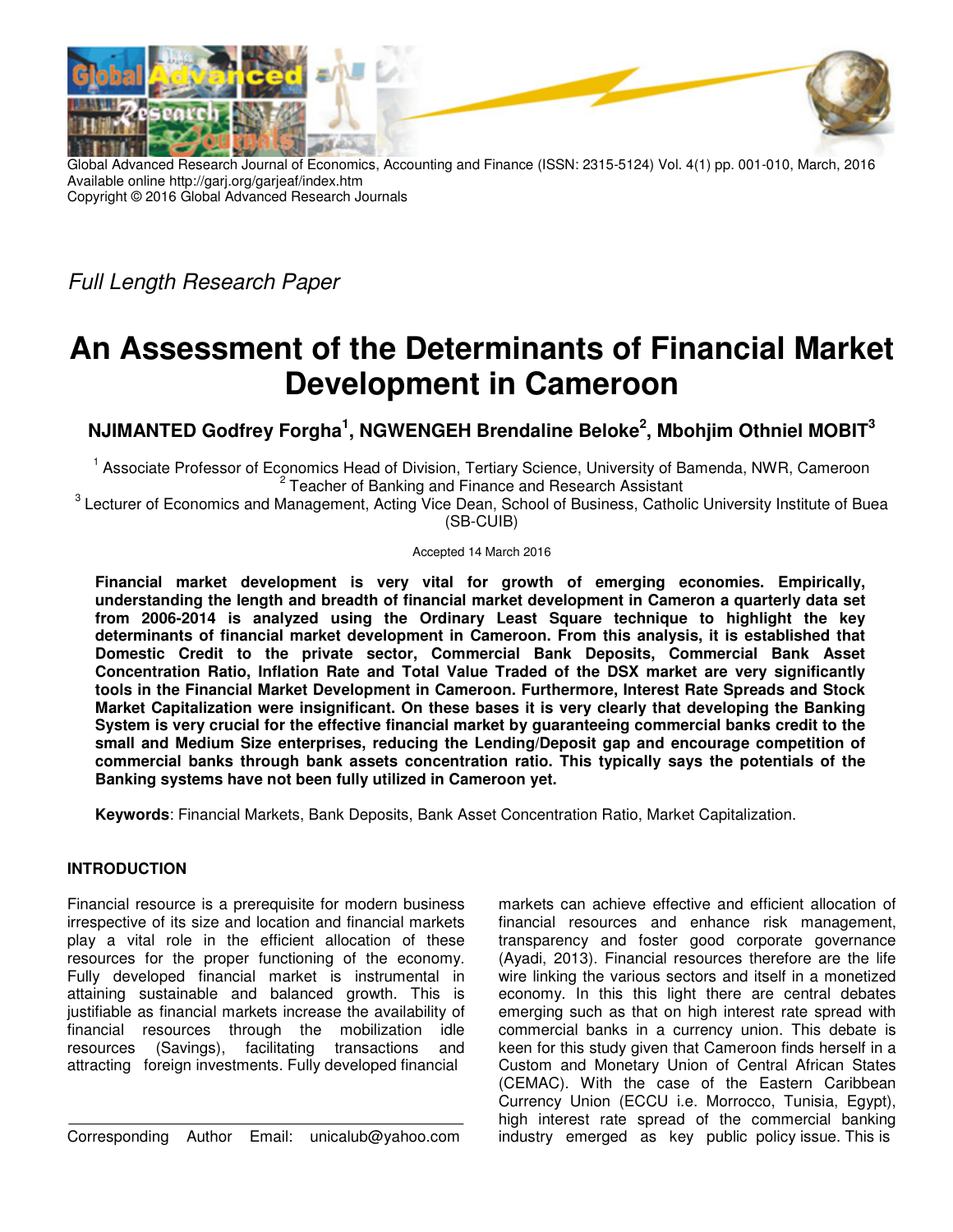*Full Length Research Paper*

# An Assessment of the Determinants of Financial Market Development in Cameroon

**NJIMANTED Godfrey Forgha[1], NGWENGEH Brendaline Beloke[2], Mbohjim Othniel MOBIT[3]**

[1] Associate Professor of Economics Head of Division, Tertiary Science, University of Bamenda, NWR, Cameroon
[2] Teacher of Banking and Finance and Research Assistant
[3] Lecturer of Economics and Management, Acting Vice Dean, School of Business, Catholic University Institute of Buea (SB-CUIB)

Accepted 14 March 2016

**Financial market development is very vital for growth of emerging economies. Empirically, understanding the length and breadth of financial market development in Cameron a quarterly data set from 2006-2014 is analyzed using the Ordinary Least Square technique to highlight the key determinants of financial market development in Cameroon. From this analysis, it is established that Domestic Credit to the private sector, Commercial Bank Deposits, Commercial Bank Asset Concentration Ratio, Inflation Rate and Total Value Traded of the DSX market are very significantly tools in the Financial Market Development in Cameroon. Furthermore, Interest Rate Spreads and Stock Market Capitalization were insignificant. On these bases it is very clearly that developing the Banking System is very crucial for the effective financial market by guaranteeing commercial banks credit to the small and Medium Size enterprises, reducing the Lending/Deposit gap and encourage competition of commercial banks through bank assets concentration ratio. This typically says the potentials of the Banking systems have not been fully utilized in Cameroon yet.**

**Keywords**: Financial Markets, Bank Deposits, Bank Asset Concentration Ratio, Market Capitalization.

## INTRODUCTION

Financial resource is a prerequisite for modern business irrespective of its size and location and financial markets play a vital role in the efficient allocation of these resources for the proper functioning of the economy. Fully developed financial market is instrumental in attaining sustainable and balanced growth. This is justifiable as financial markets increase the availability of financial resources through the mobilization idle resources (Savings), facilitating transactions and attracting foreign investments. Fully developed financial markets can achieve effective and efficient allocation of financial resources and enhance risk management, transparency and foster good corporate governance (Ayadi, 2013). Financial resources therefore are the life wire linking the various sectors and itself in a monetized economy. In this this light there are central debates emerging such as that on high interest rate spread with commercial banks in a currency union. This debate is keen for this study given that Cameroon finds herself in a Custom and Monetary Union of Central African States (CEMAC). With the case of the Eastern Caribbean Currency Union (ECCU i.e. Morrocco, Tunisia, Egypt), high interest rate spread of the commercial banking industry emerged as key public policy issue. This is

Corresponding Author Email: unicalub@yahoo.com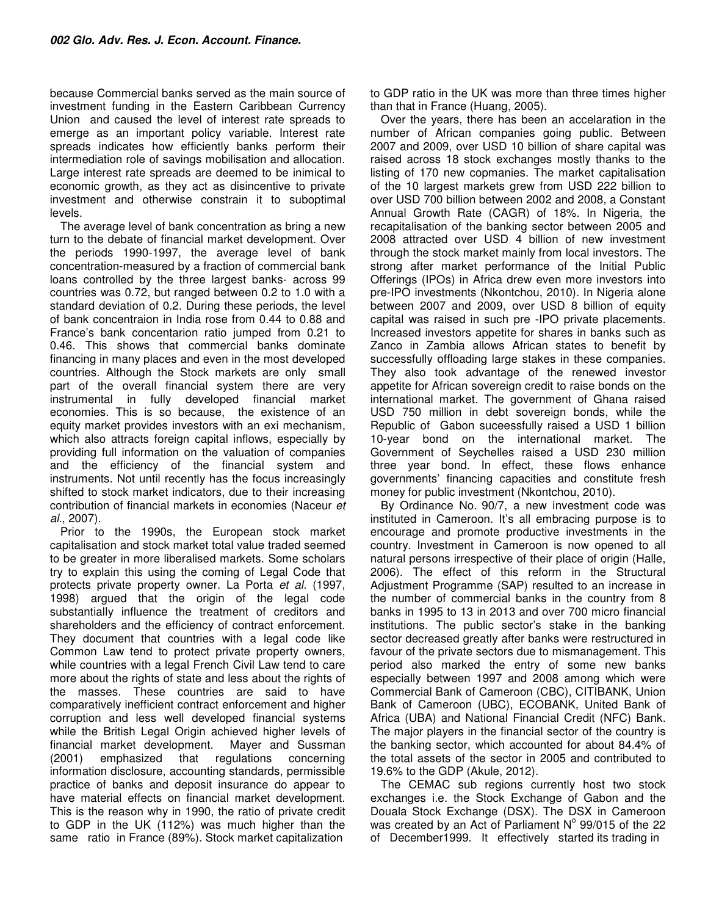because Commercial banks served as the main source of investment funding in the Eastern Caribbean Currency Union and caused the level of interest rate spreads to emerge as an important policy variable. Interest rate spreads indicates how efficiently banks perform their intermediation role of savings mobilisation and allocation. Large interest rate spreads are deemed to be inimical to economic growth, as they act as disincentive to private investment and otherwise constrain it to suboptimal levels.

The average level of bank concentration as bring a new turn to the debate of financial market development. Over the periods 1990-1997, the average level of bank concentration-measured by a fraction of commercial bank loans controlled by the three largest banks- across 99 countries was 0.72, but ranged between 0.2 to 1.0 with a standard deviation of 0.2. During these periods, the level of bank concentraion in India rose from 0.44 to 0.88 and France's bank concentarion ratio jumped from 0.21 to 0.46. This shows that commercial banks dominate financing in many places and even in the most developed countries. Although the Stock markets are only small part of the overall financial system there are very instrumental in fully developed financial market economies. This is so because, the existence of an equity market provides investors with an exi mechanism, which also attracts foreign capital inflows, especially by providing full information on the valuation of companies and the efficiency of the financial system and instruments. Not until recently has the focus increasingly shifted to stock market indicators, due to their increasing contribution of financial markets in economies (Naceur *et al*., 2007).

Prior to the 1990s, the European stock market capitalisation and stock market total value traded seemed to be greater in more liberalised markets. Some scholars try to explain this using the coming of Legal Code that protects private property owner. La Porta *et al.* (1997, 1998) argued that the origin of the legal code substantially influence the treatment of creditors and shareholders and the efficiency of contract enforcement. They document that countries with a legal code like Common Law tend to protect private property owners, while countries with a legal French Civil Law tend to care more about the rights of state and less about the rights of the masses. These countries are said to have comparatively inefficient contract enforcement and higher corruption and less well developed financial systems while the British Legal Origin achieved higher levels of financial market development. Mayer and Sussman (2001) emphasized that regulations concerning information disclosure, accounting standards, permissible practice of banks and deposit insurance do appear to have material effects on financial market development. This is the reason why in 1990, the ratio of private credit to GDP in the UK (112%) was much higher than the same ratio in France (89%). Stock market capitalization to GDP ratio in the UK was more than three times higher than that in France (Huang, 2005).

Over the years, there has been an accelaration in the number of African companies going public. Between 2007 and 2009, over USD 10 billion of share capital was raised across 18 stock exchanges mostly thanks to the listing of 170 new copmanies. The market capitalisation of the 10 largest markets grew from USD 222 billion to over USD 700 billion between 2002 and 2008, a Constant Annual Growth Rate (CAGR) of 18%. In Nigeria, the recapitalisation of the banking sector between 2005 and 2008 attracted over USD 4 billion of new investment through the stock market mainly from local investors. The strong after market performance of the Initial Public Offerings (IPOs) in Africa drew even more investors into pre-IPO investments (Nkontchou, 2010). In Nigeria alone between 2007 and 2009, over USD 8 billion of equity capital was raised in such pre -IPO private placements. Increased investors appetite for shares in banks such as Zanco in Zambia allows African states to benefit by successfully offloading large stakes in these companies. They also took advantage of the renewed investor appetite for African sovereign credit to raise bonds on the international market. The government of Ghana raised USD 750 million in debt sovereign bonds, while the Republic of Gabon suceessfully raised a USD 1 billion 10-year bond on the international market. The Government of Seychelles raised a USD 230 million three year bond. In effect, these flows enhance governments' financing capacities and constitute fresh money for public investment (Nkontchou, 2010).

By Ordinance No. 90/7, a new investment code was instituted in Cameroon. It's all embracing purpose is to encourage and promote productive investments in the country. Investment in Cameroon is now opened to all natural persons irrespective of their place of origin (Halle, 2006). The effect of this reform in the Structural Adjustment Programme (SAP) resulted to an increase in the number of commercial banks in the country from 8 banks in 1995 to 13 in 2013 and over 700 micro financial institutions. The public sector's stake in the banking sector decreased greatly after banks were restructured in favour of the private sectors due to mismanagement. This period also marked the entry of some new banks especially between 1997 and 2008 among which were Commercial Bank of Cameroon (CBC), CITIBANK, Union Bank of Cameroon (UBC), ECOBANK, United Bank of Africa (UBA) and National Financial Credit (NFC) Bank. The major players in the financial sector of the country is the banking sector, which accounted for about 84.4% of the total assets of the sector in 2005 and contributed to 19.6% to the GDP (Akule, 2012).

The CEMAC sub regions currently host two stock exchanges i.e. the Stock Exchange of Gabon and the Douala Stock Exchange (DSX). The DSX in Cameroon was created by an Act of Parliament N° 99/015 of the 22 of December1999. It effectively started its trading in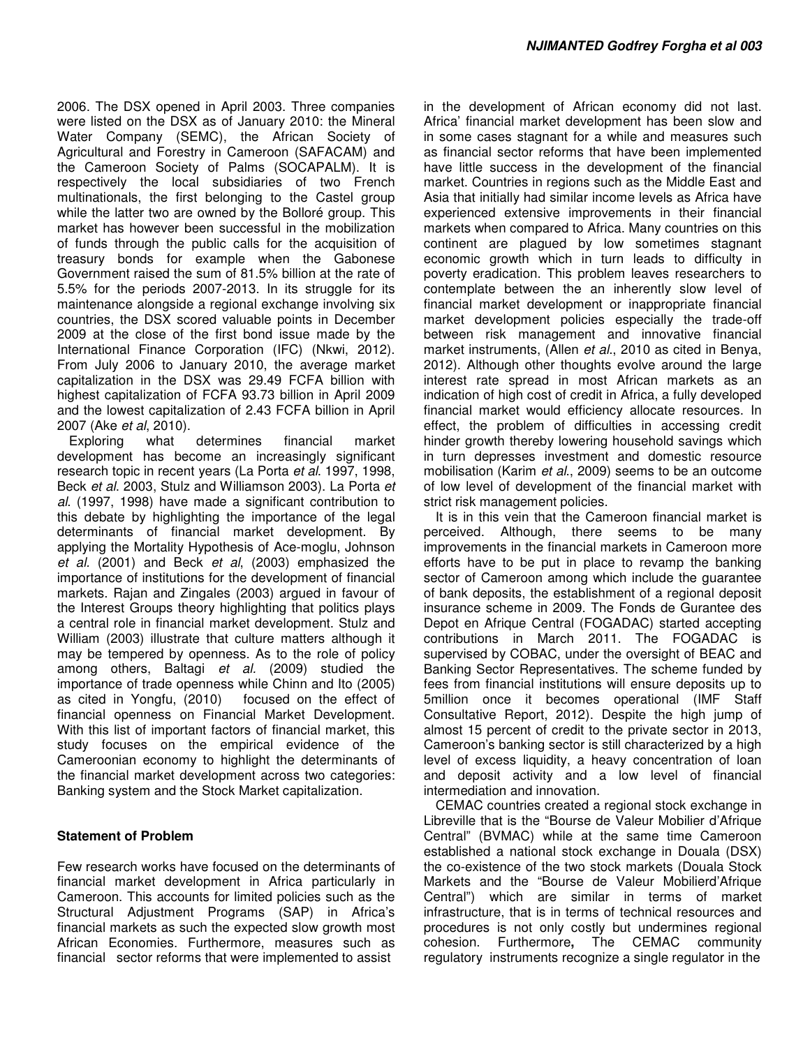2006. The DSX opened in April 2003. Three companies were listed on the DSX as of January 2010: the Mineral Water Company (SEMC), the African Society of Agricultural and Forestry in Cameroon (SAFACAM) and the Cameroon Society of Palms (SOCAPALM). It is respectively the local subsidiaries of two French multinationals, the first belonging to the Castel group while the latter two are owned by the Bolloré group. This market has however been successful in the mobilization of funds through the public calls for the acquisition of treasury bonds for example when the Gabonese Government raised the sum of 81.5% billion at the rate of 5.5% for the periods 2007-2013. In its struggle for its maintenance alongside a regional exchange involving six countries, the DSX scored valuable points in December 2009 at the close of the first bond issue made by the International Finance Corporation (IFC) (Nkwi, 2012). From July 2006 to January 2010, the average market capitalization in the DSX was 29.49 FCFA billion with highest capitalization of FCFA 93.73 billion in April 2009 and the lowest capitalization of 2.43 FCFA billion in April 2007 (Ake *et al*, 2010).

Exploring what determines financial market development has become an increasingly significant research topic in recent years (La Porta *et al*. 1997, 1998, Beck *et al*. 2003, Stulz and Williamson 2003). La Porta *et al*. (1997, 1998) have made a significant contribution to this debate by highlighting the importance of the legal determinants of financial market development. By applying the Mortality Hypothesis of Ace-moglu, Johnson *et al*. (2001) and Beck *et al*, (2003) emphasized the importance of institutions for the development of financial markets. Rajan and Zingales (2003) argued in favour of the Interest Groups theory highlighting that politics plays a central role in financial market development. Stulz and William (2003) illustrate that culture matters although it may be tempered by openness. As to the role of policy among others, Baltagi *et al*. (2009) studied the importance of trade openness while Chinn and Ito (2005) as cited in Yongfu, (2010) focused on the effect of financial openness on Financial Market Development. With this list of important factors of financial market, this study focuses on the empirical evidence of the Cameroonian economy to highlight the determinants of the financial market development across two categories: Banking system and the Stock Market capitalization.

## Statement of Problem

Few research works have focused on the determinants of financial market development in Africa particularly in Cameroon. This accounts for limited policies such as the Structural Adjustment Programs (SAP) in Africa's financial markets as such the expected slow growth most African Economies. Furthermore, measures such as financial sector reforms that were implemented to assist in the development of African economy did not last. Africa' financial market development has been slow and in some cases stagnant for a while and measures such as financial sector reforms that have been implemented have little success in the development of the financial market. Countries in regions such as the Middle East and Asia that initially had similar income levels as Africa have experienced extensive improvements in their financial markets when compared to Africa. Many countries on this continent are plagued by low sometimes stagnant economic growth which in turn leads to difficulty in poverty eradication. This problem leaves researchers to contemplate between the an inherently slow level of financial market development or inappropriate financial market development policies especially the trade-off between risk management and innovative financial market instruments, (Allen *et al*., 2010 as cited in Benya, 2012). Although other thoughts evolve around the large interest rate spread in most African markets as an indication of high cost of credit in Africa, a fully developed financial market would efficiency allocate resources. In effect, the problem of difficulties in accessing credit hinder growth thereby lowering household savings which in turn depresses investment and domestic resource mobilisation (Karim *et al*., 2009) seems to be an outcome of low level of development of the financial market with strict risk management policies.

It is in this vein that the Cameroon financial market is perceived. Although, there seems to be many improvements in the financial markets in Cameroon more efforts have to be put in place to revamp the banking sector of Cameroon among which include the guarantee of bank deposits, the establishment of a regional deposit insurance scheme in 2009. The Fonds de Gurantee des Depot en Afrique Central (FOGADAC) started accepting contributions in March 2011. The FOGADAC is supervised by COBAC, under the oversight of BEAC and Banking Sector Representatives. The scheme funded by fees from financial institutions will ensure deposits up to 5million once it becomes operational (IMF Staff Consultative Report, 2012). Despite the high jump of almost 15 percent of credit to the private sector in 2013, Cameroon's banking sector is still characterized by a high level of excess liquidity, a heavy concentration of loan and deposit activity and a low level of financial intermediation and innovation.

CEMAC countries created a regional stock exchange in Libreville that is the "Bourse de Valeur Mobilier d'Afrique Central" (BVMAC) while at the same time Cameroon established a national stock exchange in Douala (DSX) the co-existence of the two stock markets (Douala Stock Markets and the "Bourse de Valeur Mobilierd'Afrique Central") which are similar in terms of market infrastructure, that is in terms of technical resources and procedures is not only costly but undermines regional cohesion. Furthermore**,** The CEMAC community regulatory instruments recognize a single regulator in the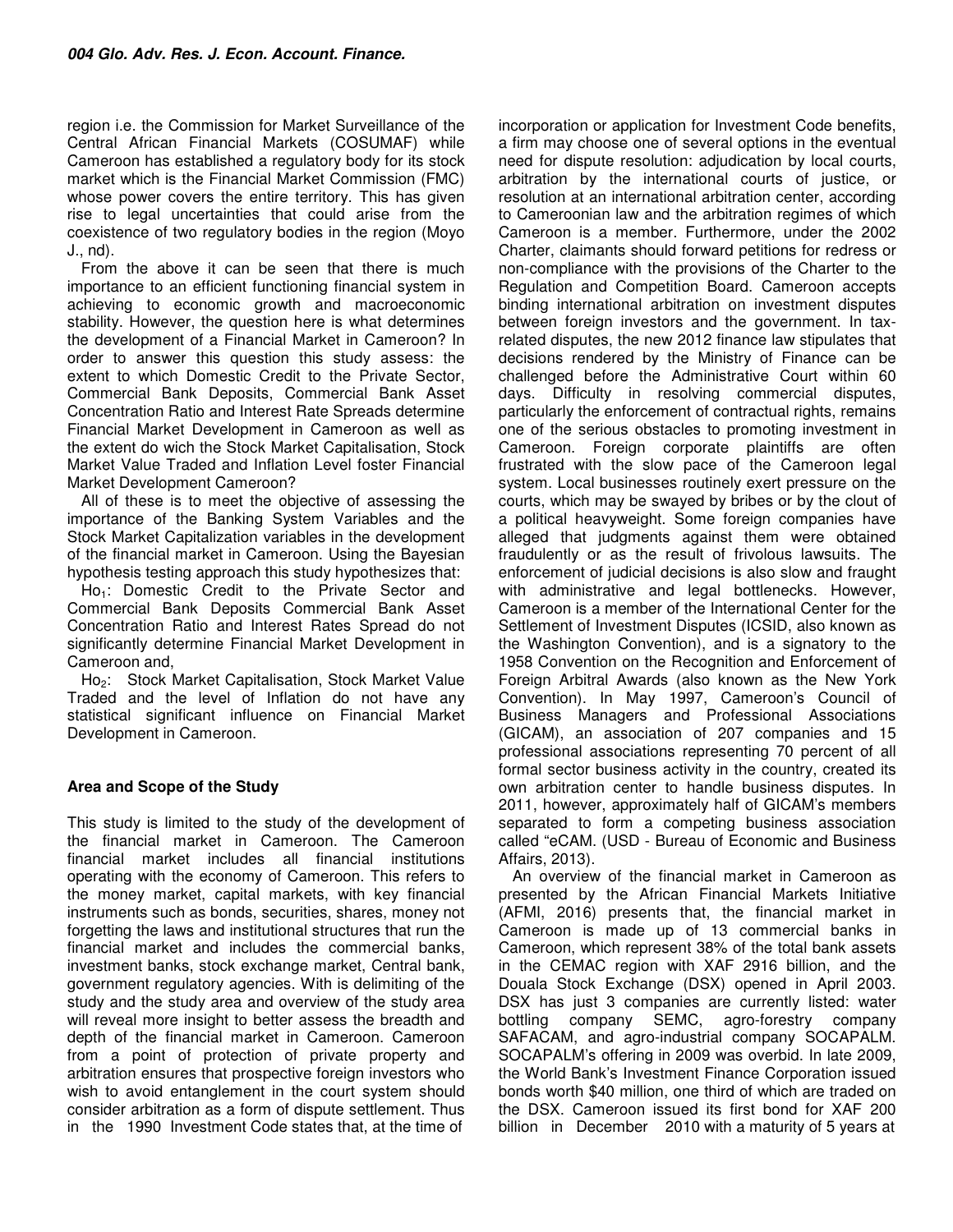region i.e. the Commission for Market Surveillance of the Central African Financial Markets (COSUMAF) while Cameroon has established a regulatory body for its stock market which is the Financial Market Commission (FMC) whose power covers the entire territory. This has given rise to legal uncertainties that could arise from the coexistence of two regulatory bodies in the region (Moyo J., nd).

From the above it can be seen that there is much importance to an efficient functioning financial system in achieving to economic growth and macroeconomic stability. However, the question here is what determines the development of a Financial Market in Cameroon? In order to answer this question this study assess: the extent to which Domestic Credit to the Private Sector, Commercial Bank Deposits, Commercial Bank Asset Concentration Ratio and Interest Rate Spreads determine Financial Market Development in Cameroon as well as the extent do wich the Stock Market Capitalisation, Stock Market Value Traded and Inflation Level foster Financial Market Development Cameroon?

All of these is to meet the objective of assessing the importance of the Banking System Variables and the Stock Market Capitalization variables in the development of the financial market in Cameroon. Using the Bayesian hypothesis testing approach this study hypothesizes that:

$Ho_1$: Domestic Credit to the Private Sector and Commercial Bank Deposits Commercial Bank Asset Concentration Ratio and Interest Rates Spread do not significantly determine Financial Market Development in Cameroon and,

$Ho_2$: Stock Market Capitalisation, Stock Market Value Traded and the level of Inflation do not have any statistical significant influence on Financial Market Development in Cameroon.

### Area and Scope of the Study

This study is limited to the study of the development of the financial market in Cameroon. The Cameroon financial market includes all financial institutions operating with the economy of Cameroon. This refers to the money market, capital markets, with key financial instruments such as bonds, securities, shares, money not forgetting the laws and institutional structures that run the financial market and includes the commercial banks, investment banks, stock exchange market, Central bank, government regulatory agencies. With is delimiting of the study and the study area and overview of the study area will reveal more insight to better assess the breadth and depth of the financial market in Cameroon. Cameroon from a point of protection of private property and arbitration ensures that prospective foreign investors who wish to avoid entanglement in the court system should consider arbitration as a form of dispute settlement. Thus in the 1990 Investment Code states that, at the time of incorporation or application for Investment Code benefits, a firm may choose one of several options in the eventual need for dispute resolution: adjudication by local courts, arbitration by the international courts of justice, or resolution at an international arbitration center, according to Cameroonian law and the arbitration regimes of which Cameroon is a member. Furthermore, under the 2002 Charter, claimants should forward petitions for redress or non-compliance with the provisions of the Charter to the Regulation and Competition Board. Cameroon accepts binding international arbitration on investment disputes between foreign investors and the government. In tax-related disputes, the new 2012 finance law stipulates that decisions rendered by the Ministry of Finance can be challenged before the Administrative Court within 60 days. Difficulty in resolving commercial disputes, particularly the enforcement of contractual rights, remains one of the serious obstacles to promoting investment in Cameroon. Foreign corporate plaintiffs are often frustrated with the slow pace of the Cameroon legal system. Local businesses routinely exert pressure on the courts, which may be swayed by bribes or by the clout of a political heavyweight. Some foreign companies have alleged that judgments against them were obtained fraudulently or as the result of frivolous lawsuits. The enforcement of judicial decisions is also slow and fraught with administrative and legal bottlenecks. However, Cameroon is a member of the International Center for the Settlement of Investment Disputes (ICSID, also known as the Washington Convention), and is a signatory to the 1958 Convention on the Recognition and Enforcement of Foreign Arbitral Awards (also known as the New York Convention). In May 1997, Cameroon's Council of Business Managers and Professional Associations (GICAM), an association of 207 companies and 15 professional associations representing 70 percent of all formal sector business activity in the country, created its own arbitration center to handle business disputes. In 2011, however, approximately half of GICAM's members separated to form a competing business association called "eCAM. (USD - Bureau of Economic and Business Affairs, 2013).

An overview of the financial market in Cameroon as presented by the African Financial Markets Initiative (AFMI, 2016) presents that, the financial market in Cameroon is made up of 13 commercial banks in Cameroon, which represent 38% of the total bank assets in the CEMAC region with XAF 2916 billion, and the Douala Stock Exchange (DSX) opened in April 2003. DSX has just 3 companies are currently listed: water bottling company SEMC, agro-forestry company SAFACAM, and agro-industrial company SOCAPALM. SOCAPALM's offering in 2009 was overbid. In late 2009, the World Bank's Investment Finance Corporation issued bonds worth $40 million, one third of which are traded on the DSX. Cameroon issued its first bond for XAF 200 billion in December 2010 with a maturity of 5 years at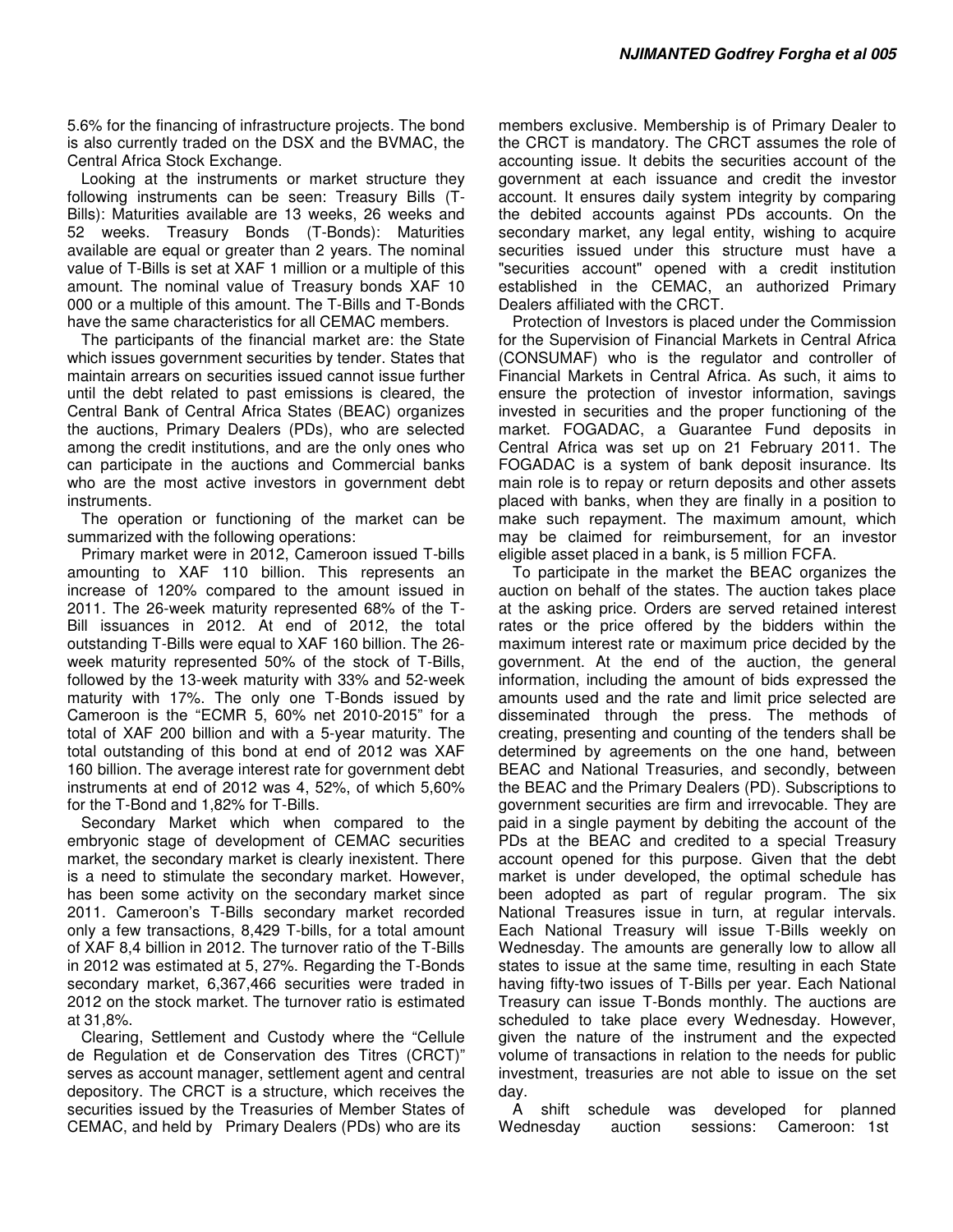5.6% for the financing of infrastructure projects. The bond is also currently traded on the DSX and the BVMAC, the Central Africa Stock Exchange.

Looking at the instruments or market structure they following instruments can be seen: Treasury Bills (T-Bills): Maturities available are 13 weeks, 26 weeks and 52 weeks. Treasury Bonds (T-Bonds): Maturities available are equal or greater than 2 years. The nominal value of T-Bills is set at XAF 1 million or a multiple of this amount. The nominal value of Treasury bonds XAF 10 000 or a multiple of this amount. The T-Bills and T-Bonds have the same characteristics for all CEMAC members.

The participants of the financial market are: the State which issues government securities by tender. States that maintain arrears on securities issued cannot issue further until the debt related to past emissions is cleared, the Central Bank of Central Africa States (BEAC) organizes the auctions, Primary Dealers (PDs), who are selected among the credit institutions, and are the only ones who can participate in the auctions and Commercial banks who are the most active investors in government debt instruments.

The operation or functioning of the market can be summarized with the following operations:

Primary market were in 2012, Cameroon issued T-bills amounting to XAF 110 billion. This represents an increase of 120% compared to the amount issued in 2011. The 26-week maturity represented 68% of the T-Bill issuances in 2012. At end of 2012, the total outstanding T-Bills were equal to XAF 160 billion. The 26-week maturity represented 50% of the stock of T-Bills, followed by the 13-week maturity with 33% and 52-week maturity with 17%. The only one T-Bonds issued by Cameroon is the "ECMR 5, 60% net 2010-2015" for a total of XAF 200 billion and with a 5-year maturity. The total outstanding of this bond at end of 2012 was XAF 160 billion. The average interest rate for government debt instruments at end of 2012 was 4, 52%, of which 5,60% for the T-Bond and 1,82% for T-Bills.

Secondary Market which when compared to the embryonic stage of development of CEMAC securities market, the secondary market is clearly inexistent. There is a need to stimulate the secondary market. However, has been some activity on the secondary market since 2011. Cameroon's T-Bills secondary market recorded only a few transactions, 8,429 T-bills, for a total amount of XAF 8,4 billion in 2012. The turnover ratio of the T-Bills in 2012 was estimated at 5, 27%. Regarding the T-Bonds secondary market, 6,367,466 securities were traded in 2012 on the stock market. The turnover ratio is estimated at 31,8%.

Clearing, Settlement and Custody where the "Cellule de Regulation et de Conservation des Titres (CRCT)" serves as account manager, settlement agent and central depository. The CRCT is a structure, which receives the securities issued by the Treasuries of Member States of CEMAC, and held by Primary Dealers (PDs) who are its members exclusive. Membership is of Primary Dealer to the CRCT is mandatory. The CRCT assumes the role of accounting issue. It debits the securities account of the government at each issuance and credit the investor account. It ensures daily system integrity by comparing the debited accounts against PDs accounts. On the secondary market, any legal entity, wishing to acquire securities issued under this structure must have a "securities account" opened with a credit institution established in the CEMAC, an authorized Primary Dealers affiliated with the CRCT.

Protection of Investors is placed under the Commission for the Supervision of Financial Markets in Central Africa (CONSUMAF) who is the regulator and controller of Financial Markets in Central Africa. As such, it aims to ensure the protection of investor information, savings invested in securities and the proper functioning of the market. FOGADAC, a Guarantee Fund deposits in Central Africa was set up on 21 February 2011. The FOGADAC is a system of bank deposit insurance. Its main role is to repay or return deposits and other assets placed with banks, when they are finally in a position to make such repayment. The maximum amount, which may be claimed for reimbursement, for an investor eligible asset placed in a bank, is 5 million FCFA.

To participate in the market the BEAC organizes the auction on behalf of the states. The auction takes place at the asking price. Orders are served retained interest rates or the price offered by the bidders within the maximum interest rate or maximum price decided by the government. At the end of the auction, the general information, including the amount of bids expressed the amounts used and the rate and limit price selected are disseminated through the press. The methods of creating, presenting and counting of the tenders shall be determined by agreements on the one hand, between BEAC and National Treasuries, and secondly, between the BEAC and the Primary Dealers (PD). Subscriptions to government securities are firm and irrevocable. They are paid in a single payment by debiting the account of the PDs at the BEAC and credited to a special Treasury account opened for this purpose. Given that the debt market is under developed, the optimal schedule has been adopted as part of regular program. The six National Treasures issue in turn, at regular intervals. Each National Treasury will issue T-Bills weekly on Wednesday. The amounts are generally low to allow all states to issue at the same time, resulting in each State having fifty-two issues of T-Bills per year. Each National Treasury can issue T-Bonds monthly. The auctions are scheduled to take place every Wednesday. However, given the nature of the instrument and the expected volume of transactions in relation to the needs for public investment, treasuries are not able to issue on the set day.

A shift schedule was developed for planned Wednesday auction sessions: Cameroon: 1st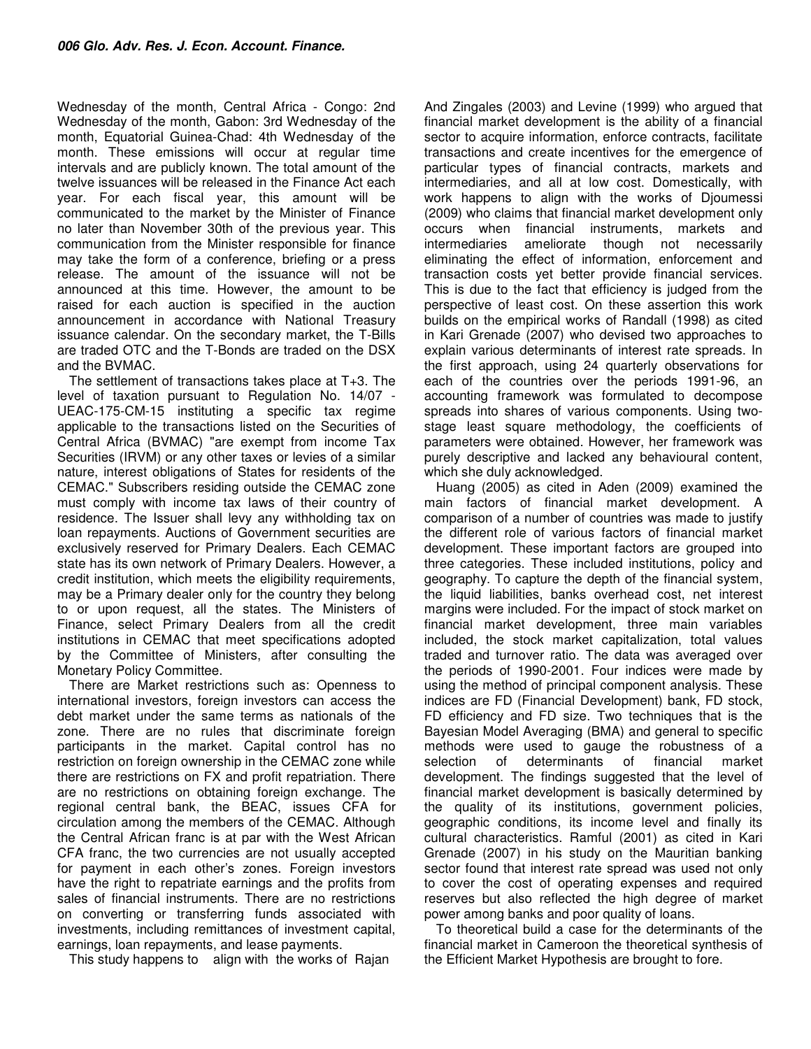Wednesday of the month, Central Africa - Congo: 2nd Wednesday of the month, Gabon: 3rd Wednesday of the month, Equatorial Guinea-Chad: 4th Wednesday of the month. These emissions will occur at regular time intervals and are publicly known. The total amount of the twelve issuances will be released in the Finance Act each year. For each fiscal year, this amount will be communicated to the market by the Minister of Finance no later than November 30th of the previous year. This communication from the Minister responsible for finance may take the form of a conference, briefing or a press release. The amount of the issuance will not be announced at this time. However, the amount to be raised for each auction is specified in the auction announcement in accordance with National Treasury issuance calendar. On the secondary market, the T-Bills are traded OTC and the T-Bonds are traded on the DSX and the BVMAC.

The settlement of transactions takes place at T+3. The level of taxation pursuant to Regulation No. 14/07 - UEAC-175-CM-15 instituting a specific tax regime applicable to the transactions listed on the Securities of Central Africa (BVMAC) "are exempt from income Tax Securities (IRVM) or any other taxes or levies of a similar nature, interest obligations of States for residents of the CEMAC." Subscribers residing outside the CEMAC zone must comply with income tax laws of their country of residence. The Issuer shall levy any withholding tax on loan repayments. Auctions of Government securities are exclusively reserved for Primary Dealers. Each CEMAC state has its own network of Primary Dealers. However, a credit institution, which meets the eligibility requirements, may be a Primary dealer only for the country they belong to or upon request, all the states. The Ministers of Finance, select Primary Dealers from all the credit institutions in CEMAC that meet specifications adopted by the Committee of Ministers, after consulting the Monetary Policy Committee.

There are Market restrictions such as: Openness to international investors, foreign investors can access the debt market under the same terms as nationals of the zone. There are no rules that discriminate foreign participants in the market. Capital control has no restriction on foreign ownership in the CEMAC zone while there are restrictions on FX and profit repatriation. There are no restrictions on obtaining foreign exchange. The regional central bank, the BEAC, issues CFA for circulation among the members of the CEMAC. Although the Central African franc is at par with the West African CFA franc, the two currencies are not usually accepted for payment in each other's zones. Foreign investors have the right to repatriate earnings and the profits from sales of financial instruments. There are no restrictions on converting or transferring funds associated with investments, including remittances of investment capital, earnings, loan repayments, and lease payments.

This study happens to align with the works of Rajan And Zingales (2003) and Levine (1999) who argued that financial market development is the ability of a financial sector to acquire information, enforce contracts, facilitate transactions and create incentives for the emergence of particular types of financial contracts, markets and intermediaries, and all at low cost. Domestically, with work happens to align with the works of Djoumessi (2009) who claims that financial market development only occurs when financial instruments, markets and intermediaries ameliorate though not necessarily eliminating the effect of information, enforcement and transaction costs yet better provide financial services. This is due to the fact that efficiency is judged from the perspective of least cost. On these assertion this work builds on the empirical works of Randall (1998) as cited in Kari Grenade (2007) who devised two approaches to explain various determinants of interest rate spreads. In the first approach, using 24 quarterly observations for each of the countries over the periods 1991-96, an accounting framework was formulated to decompose spreads into shares of various components. Using two-stage least square methodology, the coefficients of parameters were obtained. However, her framework was purely descriptive and lacked any behavioural content, which she duly acknowledged.

Huang (2005) as cited in Aden (2009) examined the main factors of financial market development. A comparison of a number of countries was made to justify the different role of various factors of financial market development. These important factors are grouped into three categories. These included institutions, policy and geography. To capture the depth of the financial system, the liquid liabilities, banks overhead cost, net interest margins were included. For the impact of stock market on financial market development, three main variables included, the stock market capitalization, total values traded and turnover ratio. The data was averaged over the periods of 1990-2001. Four indices were made by using the method of principal component analysis. These indices are FD (Financial Development) bank, FD stock, FD efficiency and FD size. Two techniques that is the Bayesian Model Averaging (BMA) and general to specific methods were used to gauge the robustness of a selection of determinants of financial market development. The findings suggested that the level of financial market development is basically determined by the quality of its institutions, government policies, geographic conditions, its income level and finally its cultural characteristics. Ramful (2001) as cited in Kari Grenade (2007) in his study on the Mauritian banking sector found that interest rate spread was used not only to cover the cost of operating expenses and required reserves but also reflected the high degree of market power among banks and poor quality of loans.

To theoretical build a case for the determinants of the financial market in Cameroon the theoretical synthesis of the Efficient Market Hypothesis are brought to fore.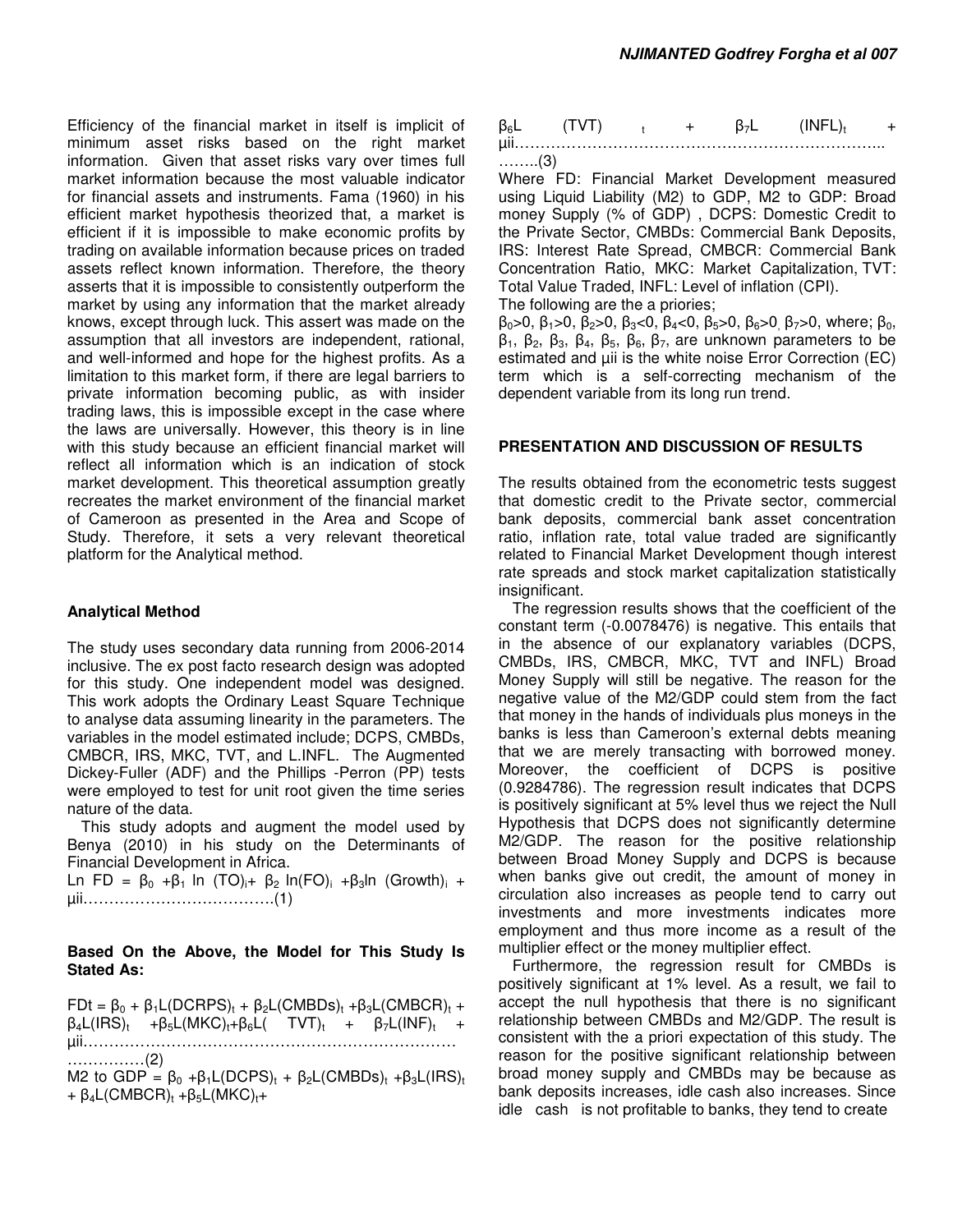Efficiency of the financial market in itself is implicit of minimum asset risks based on the right market information. Given that asset risks vary over times full market information because the most valuable indicator for financial assets and instruments. Fama (1960) in his efficient market hypothesis theorized that, a market is efficient if it is impossible to make economic profits by trading on available information because prices on traded assets reflect known information. Therefore, the theory asserts that it is impossible to consistently outperform the market by using any information that the market already knows, except through luck. This assert was made on the assumption that all investors are independent, rational, and well-informed and hope for the highest profits. As a limitation to this market form, if there are legal barriers to private information becoming public, as with insider trading laws, this is impossible except in the case where the laws are universally. However, this theory is in line with this study because an efficient financial market will reflect all information which is an indication of stock market development. This theoretical assumption greatly recreates the market environment of the financial market of Cameroon as presented in the Area and Scope of Study. Therefore, it sets a very relevant theoretical platform for the Analytical method.

### Analytical Method

The study uses secondary data running from 2006-2014 inclusive. The ex post facto research design was adopted for this study. One independent model was designed. This work adopts the Ordinary Least Square Technique to analyse data assuming linearity in the parameters. The variables in the model estimated include; DCPS, CMBDs, CMBCR, IRS, MKC, TVT, and L.INFL. The Augmented Dickey-Fuller (ADF) and the Phillips -Perron (PP) tests were employed to test for unit root given the time series nature of the data.

This study adopts and augment the model used by Benya (2010) in his study on the Determinants of Financial Development in Africa.

$$\text{Ln FD} = \beta_0 + \beta_1 \ln(TO)_i + \beta_2 \ln(FO)_i + \beta_3 \ln(Growth)_i + \mu ii \quad \ldots(1)$$

**Based On the Above, the Model for This Study Is Stated As:**

$$FDt = \beta_0 + \beta_1 L(DCRPS)_t + \beta_2 L(CMBDs)_t + \beta_3 L(CMBCR)_t + \beta_4 L(IRS)_t + \beta_5 L(MKC)_t + \beta_6 L(TVT)_t + \beta_7 L(INF)_t + \mu ii \quad \ldots(2)$$

$$\text{M2 to GDP} = \beta_0 + \beta_1 L(DCPS)_t + \beta_2 L(CMBDs)_t + \beta_3 L(IRS)_t + \beta_4 L(CMBCR)_t + \beta_5 L(MKC)_t + \beta_6 L(TVT)_t + \beta_7 L(INFL)_t + \mu ii \quad \ldots(3)$$

Where FD: Financial Market Development measured using Liquid Liability (M2) to GDP, M2 to GDP: Broad money Supply (% of GDP) , DCPS: Domestic Credit to the Private Sector, CMBDs: Commercial Bank Deposits, IRS: Interest Rate Spread, CMBCR: Commercial Bank Concentration Ratio, MKC: Market Capitalization, TVT: Total Value Traded, INFL: Level of inflation (CPI).

The following are the a priories;

$\beta_0>0$, $\beta_1>0$, $\beta_2>0$, $\beta_3<0$, $\beta_4<0$, $\beta_5>0$, $\beta_6>0$, $\beta_7>0$, where; $\beta_0$, $\beta_1$, $\beta_2$, $\beta_3$, $\beta_4$, $\beta_5$, $\beta_6$, $\beta_7$, are unknown parameters to be estimated and $\mu ii$ is the white noise Error Correction (EC) term which is a self-correcting mechanism of the dependent variable from its long run trend.

## PRESENTATION AND DISCUSSION OF RESULTS

The results obtained from the econometric tests suggest that domestic credit to the Private sector, commercial bank deposits, commercial bank asset concentration ratio, inflation rate, total value traded are significantly related to Financial Market Development though interest rate spreads and stock market capitalization statistically insignificant.

The regression results shows that the coefficient of the constant term (-0.0078476) is negative. This entails that in the absence of our explanatory variables (DCPS, CMBDs, IRS, CMBCR, MKC, TVT and INFL) Broad Money Supply will still be negative. The reason for the negative value of the M2/GDP could stem from the fact that money in the hands of individuals plus moneys in the banks is less than Cameroon's external debts meaning that we are merely transacting with borrowed money. Moreover, the coefficient of DCPS is positive (0.9284786). The regression result indicates that DCPS is positively significant at 5% level thus we reject the Null Hypothesis that DCPS does not significantly determine M2/GDP. The reason for the positive relationship between Broad Money Supply and DCPS is because when banks give out credit, the amount of money in circulation also increases as people tend to carry out investments and more investments indicates more employment and thus more income as a result of the multiplier effect or the money multiplier effect.

Furthermore, the regression result for CMBDs is positively significant at 1% level. As a result, we fail to accept the null hypothesis that there is no significant relationship between CMBDs and M2/GDP. The result is consistent with the a priori expectation of this study. The reason for the positive significant relationship between broad money supply and CMBDs may be because as bank deposits increases, idle cash also increases. Since idle cash is not profitable to banks, they tend to create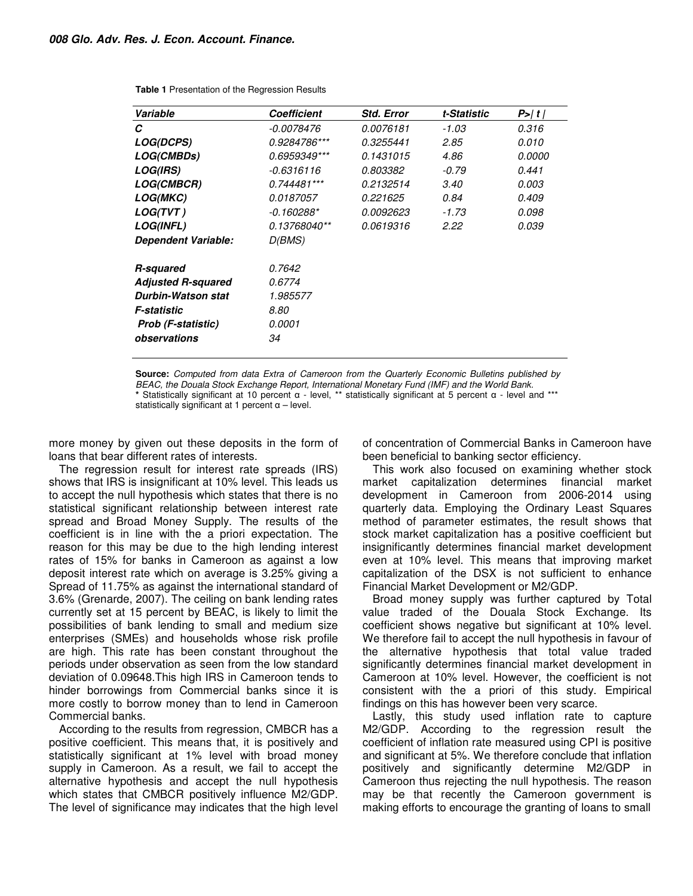**Table 1** Presentation of the Regression Results

| *Variable* | *Coefficient* | *Std. Error* | *t-Statistic* | *P>\| t \|* |
|---|---|---|---|---|
| ***C*** | *-0.0078476* | *0.0076181* | *-1.03* | *0.316* |
| ***LOG(DCPS)*** | *0.9284786**** | *0.3255441* | *2.85* | *0.010* |
| ***LOG(CMBDs)*** | *0.6959349**** | *0.1431015* | *4.86* | *0.0000* |
| ***LOG(IRS)*** | *-0.6316116* | *0.803382* | *-0.79* | *0.441* |
| ***LOG(CMBCR)*** | *0.744481**** | *0.2132514* | *3.40* | *0.003* |
| ***LOG(MKC)*** | *0.0187057* | *0.221625* | *0.84* | *0.409* |
| ***LOG(TVT )*** | *-0.160288** | *0.0092623* | *-1.73* | *0.098* |
| ***LOG(INFL)*** | *0.13768040*** | *0.0619316* | *2.22* | *0.039* |
| ***Dependent Variable:*** | *D(BMS)* | | | |
| ***R-squared*** | *0.7642* | | | |
| ***Adjusted R-squared*** | *0.6774* | | | |
| ***Durbin-Watson stat*** | *1.985577* | | | |
| ***F-statistic*** | *8.80* | | | |
| ***Prob (F-statistic)*** | *0.0001* | | | |
| ***observations*** | *34* | | | |

**Source:** *Computed from data Extra of Cameroon from the Quarterly Economic Bulletins published by BEAC, the Douala Stock Exchange Report, International Monetary Fund (IMF) and the World Bank.*
\* Statistically significant at 10 percent α - level, ** statistically significant at 5 percent α - level and *** statistically significant at 1 percent α – level.

more money by given out these deposits in the form of loans that bear different rates of interests.

The regression result for interest rate spreads (IRS) shows that IRS is insignificant at 10% level. This leads us to accept the null hypothesis which states that there is no statistical significant relationship between interest rate spread and Broad Money Supply. The results of the coefficient is in line with the a priori expectation. The reason for this may be due to the high lending interest rates of 15% for banks in Cameroon as against a low deposit interest rate which on average is 3.25% giving a Spread of 11.75% as against the international standard of 3.6% (Grenarde, 2007). The ceiling on bank lending rates currently set at 15 percent by BEAC, is likely to limit the possibilities of bank lending to small and medium size enterprises (SMEs) and households whose risk profile are high. This rate has been constant throughout the periods under observation as seen from the low standard deviation of 0.09648.This high IRS in Cameroon tends to hinder borrowings from Commercial banks since it is more costly to borrow money than to lend in Cameroon Commercial banks.

According to the results from regression, CMBCR has a positive coefficient. This means that, it is positively and statistically significant at 1% level with broad money supply in Cameroon. As a result, we fail to accept the alternative hypothesis and accept the null hypothesis which states that CMBCR positively influence M2/GDP. The level of significance may indicates that the high level of concentration of Commercial Banks in Cameroon have been beneficial to banking sector efficiency.

This work also focused on examining whether stock market capitalization determines financial market development in Cameroon from 2006-2014 using quarterly data. Employing the Ordinary Least Squares method of parameter estimates, the result shows that stock market capitalization has a positive coefficient but insignificantly determines financial market development even at 10% level. This means that improving market capitalization of the DSX is not sufficient to enhance Financial Market Development or M2/GDP.

Broad money supply was further captured by Total value traded of the Douala Stock Exchange. Its coefficient shows negative but significant at 10% level. We therefore fail to accept the null hypothesis in favour of the alternative hypothesis that total value traded significantly determines financial market development in Cameroon at 10% level. However, the coefficient is not consistent with the a priori of this study. Empirical findings on this has however been very scarce.

Lastly, this study used inflation rate to capture M2/GDP. According to the regression result the coefficient of inflation rate measured using CPI is positive and significant at 5%. We therefore conclude that inflation positively and significantly determine M2/GDP in Cameroon thus rejecting the null hypothesis. The reason may be that recently the Cameroon government is making efforts to encourage the granting of loans to small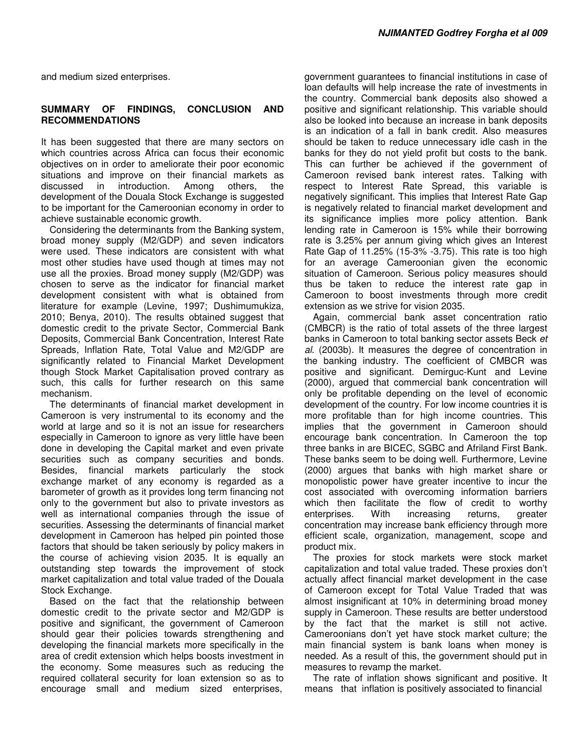and medium sized enterprises.

## SUMMARY OF FINDINGS, CONCLUSION AND RECOMMENDATIONS

It has been suggested that there are many sectors on which countries across Africa can focus their economic objectives on in order to ameliorate their poor economic situations and improve on their financial markets as discussed in introduction. Among others, the development of the Douala Stock Exchange is suggested to be important for the Cameroonian economy in order to achieve sustainable economic growth.

Considering the determinants from the Banking system, broad money supply (M2/GDP) and seven indicators were used. These indicators are consistent with what most other studies have used though at times may not use all the proxies. Broad money supply (M2/GDP) was chosen to serve as the indicator for financial market development consistent with what is obtained from literature for example (Levine, 1997; Dushimumukiza, 2010; Benya, 2010). The results obtained suggest that domestic credit to the private Sector, Commercial Bank Deposits, Commercial Bank Concentration, Interest Rate Spreads, Inflation Rate, Total Value and M2/GDP are significantly related to Financial Market Development though Stock Market Capitalisation proved contrary as such, this calls for further research on this same mechanism.

The determinants of financial market development in Cameroon is very instrumental to its economy and the world at large and so it is not an issue for researchers especially in Cameroon to ignore as very little have been done in developing the Capital market and even private securities such as company securities and bonds. Besides, financial markets particularly the stock exchange market of any economy is regarded as a barometer of growth as it provides long term financing not only to the government but also to private investors as well as international companies through the issue of securities. Assessing the determinants of financial market development in Cameroon has helped pin pointed those factors that should be taken seriously by policy makers in the course of achieving vision 2035. It is equally an outstanding step towards the improvement of stock market capitalization and total value traded of the Douala Stock Exchange.

Based on the fact that the relationship between domestic credit to the private sector and M2/GDP is positive and significant, the government of Cameroon should gear their policies towards strengthening and developing the financial markets more specifically in the area of credit extension which helps boosts investment in the economy. Some measures such as reducing the required collateral security for loan extension so as to encourage small and medium sized enterprises, government guarantees to financial institutions in case of loan defaults will help increase the rate of investments in the country. Commercial bank deposits also showed a positive and significant relationship. This variable should also be looked into because an increase in bank deposits is an indication of a fall in bank credit. Also measures should be taken to reduce unnecessary idle cash in the banks for they do not yield profit but costs to the bank. This can further be achieved if the government of Cameroon revised bank interest rates. Talking with respect to Interest Rate Spread, this variable is negatively significant. This implies that Interest Rate Gap is negatively related to financial market development and its significance implies more policy attention. Bank lending rate in Cameroon is 15% while their borrowing rate is 3.25% per annum giving which gives an Interest Rate Gap of 11.25% (15-3% -3.75). This rate is too high for an average Cameroonian given the economic situation of Cameroon. Serious policy measures should thus be taken to reduce the interest rate gap in Cameroon to boost investments through more credit extension as we strive for vision 2035.

Again, commercial bank asset concentration ratio (CMBCR) is the ratio of total assets of the three largest banks in Cameroon to total banking sector assets Beck *et al*. (2003b). It measures the degree of concentration in the banking industry. The coefficient of CMBCR was positive and significant. Demirguc-Kunt and Levine (2000), argued that commercial bank concentration will only be profitable depending on the level of economic development of the country. For low income countries it is more profitable than for high income countries. This implies that the government in Cameroon should encourage bank concentration. In Cameroon the top three banks in are BICEC, SGBC and Afriland First Bank. These banks seem to be doing well. Furthermore, Levine (2000) argues that banks with high market share or monopolistic power have greater incentive to incur the cost associated with overcoming information barriers which then facilitate the flow of credit to worthy enterprises. With increasing returns, greater concentration may increase bank efficiency through more efficient scale, organization, management, scope and product mix.

The proxies for stock markets were stock market capitalization and total value traded. These proxies don't actually affect financial market development in the case of Cameroon except for Total Value Traded that was almost insignificant at 10% in determining broad money supply in Cameroon. These results are better understood by the fact that the market is still not active. Cameroonians don't yet have stock market culture; the main financial system is bank loans when money is needed. As a result of this, the government should put in measures to revamp the market.

The rate of inflation shows significant and positive. It means that inflation is positively associated to financial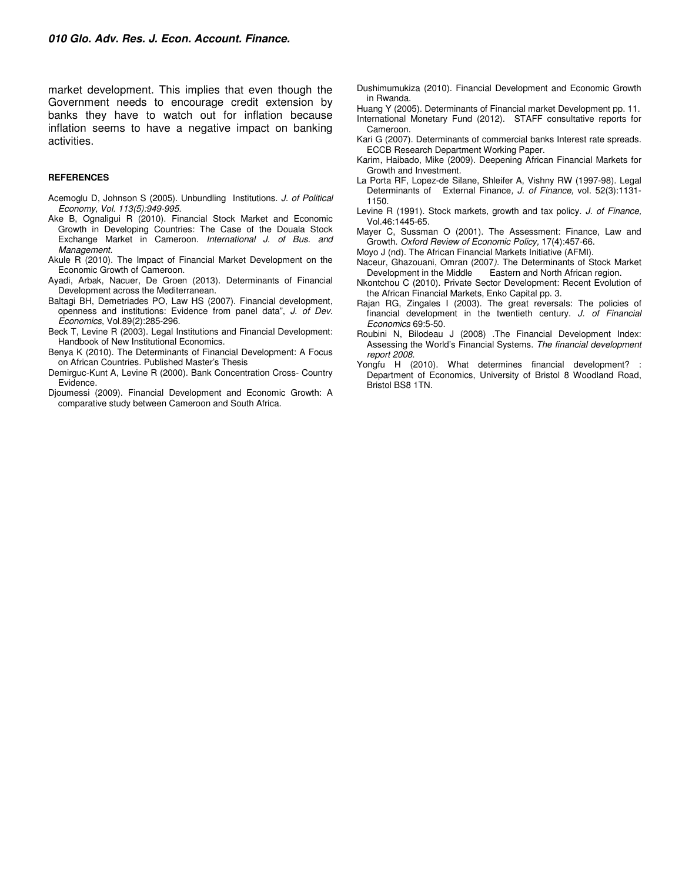market development. This implies that even though the Government needs to encourage credit extension by banks they have to watch out for inflation because inflation seems to have a negative impact on banking activities.

## REFERENCES

Acemoglu D, Johnson S (2005). Unbundling Institutions. *J. of Political Economy, Vol. 113(5):949-995.*

Ake B, Ognaligui R (2010). Financial Stock Market and Economic Growth in Developing Countries: The Case of the Douala Stock Exchange Market in Cameroon. *International J. of Bus. and Management.*

Akule R (2010). The Impact of Financial Market Development on the Economic Growth of Cameroon.

Ayadi, Arbak, Nacuer, De Groen (2013). Determinants of Financial Development across the Mediterranean.

Baltagi BH, Demetriades PO, Law HS (2007). Financial development, openness and institutions: Evidence from panel data", *J. of Dev. Economics*, Vol.89(2):285-296.

Beck T, Levine R (2003). Legal Institutions and Financial Development: Handbook of New Institutional Economics.

Benya K (2010). The Determinants of Financial Development: A Focus on African Countries. Published Master's Thesis

Demirguc-Kunt A, Levine R (2000). Bank Concentration Cross- Country Evidence.

Djoumessi (2009). Financial Development and Economic Growth: A comparative study between Cameroon and South Africa.

Dushimumukiza (2010). Financial Development and Economic Growth in Rwanda.

Huang Y (2005). Determinants of Financial market Development pp. 11.

International Monetary Fund (2012). STAFF consultative reports for Cameroon.

Kari G (2007). Determinants of commercial banks Interest rate spreads. ECCB Research Department Working Paper.

Karim, Haibado, Mike (2009). Deepening African Financial Markets for Growth and Investment.

La Porta RF, Lopez-de Silane, Shleifer A, Vishny RW (1997-98). Legal Determinants of External Finance*, J. of Finance,* vol. 52(3):1131-1150.

Levine R (1991). Stock markets, growth and tax policy. *J. of Finance,* Vol.46:1445-65.

Mayer C, Sussman O (2001). The Assessment: Finance, Law and Growth. *Oxford Review of Economic Policy,* 17(4):457-66.

Moyo J (nd). The African Financial Markets Initiative (AFMI).

Naceur, Ghazouani, Omran (2007*).* The Determinants of Stock Market Development in the Middle Eastern and North African region.

Nkontchou C (2010). Private Sector Development: Recent Evolution of the African Financial Markets, Enko Capital pp. 3.

Rajan RG, Zingales I (2003). The great reversals: The policies of financial development in the twentieth century. *J. of Financial Economics* 69:5-50.

Roubini N, Bilodeau J (2008) .The Financial Development Index: Assessing the World's Financial Systems. *The financial development report 2008*.

Yongfu H (2010). What determines financial development? : Department of Economics, University of Bristol 8 Woodland Road, Bristol BS8 1TN.